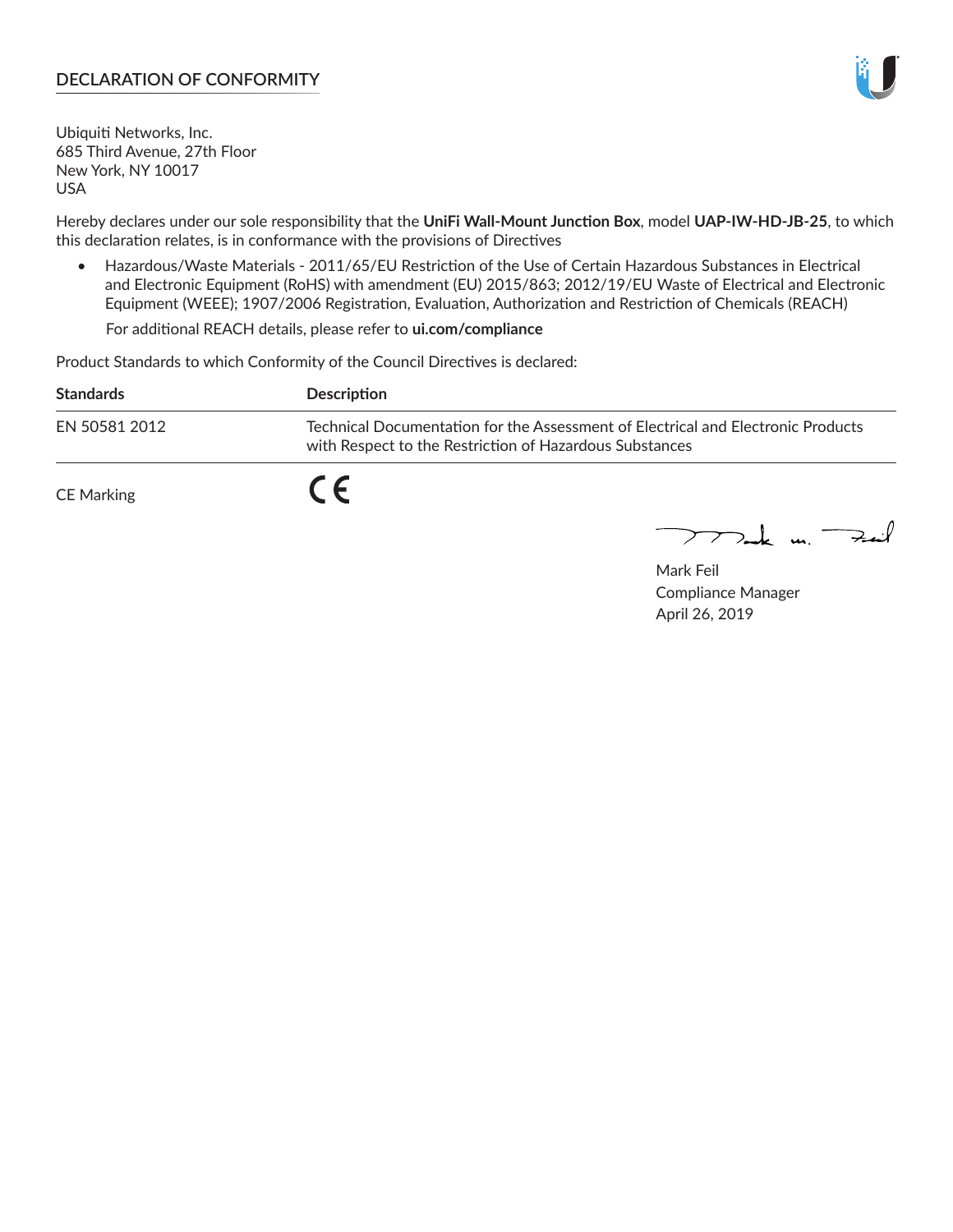# DECLARATION OF CONFORMITY

Ubiquiti Networks, Inc.
685 Third Avenue, 27th Floor
New York, NY 10017
USA

Hereby declares under our sole responsibility that the **UniFi Wall-Mount Junction Box**, model **UAP-IW-HD-JB-25**, to which this declaration relates, is in conformance with the provisions of Directives

- Hazardous/Waste Materials - 2011/65/EU Restriction of the Use of Certain Hazardous Substances in Electrical and Electronic Equipment (RoHS) with amendment (EU) 2015/863; 2012/19/EU Waste of Electrical and Electronic Equipment (WEEE); 1907/2006 Registration, Evaluation, Authorization and Restriction of Chemicals (REACH)

  For additional REACH details, please refer to **ui.com/compliance**

Product Standards to which Conformity of the Council Directives is declared:

| Standards | Description |
|---|---|
| EN 50581 2012 | Technical Documentation for the Assessment of Electrical and Electronic Products with Respect to the Restriction of Hazardous Substances |
| CE Marking | CE |

Mark Feil
Compliance Manager
April 26, 2019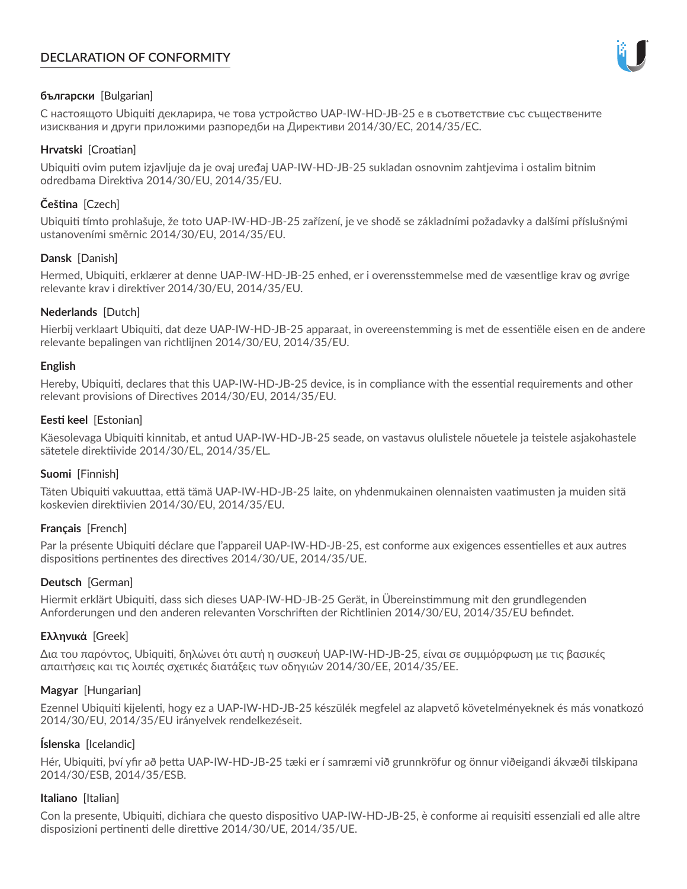# DECLARATION OF CONFORMITY

**български** [Bulgarian]

С настоящото Ubiquiti декларира, че това устройство UAP-IW-HD-JB-25 е в съответствие със съществените изисквания и други приложими разпоредби на Директиви 2014/30/ЕС, 2014/35/ЕС.

**Hrvatski** [Croatian]

Ubiquiti ovim putem izjavljuje da je ovaj uređaj UAP-IW-HD-JB-25 sukladan osnovnim zahtjevima i ostalim bitnim odredbama Direktiva 2014/30/EU, 2014/35/EU.

**Čeština** [Czech]

Ubiquiti tímto prohlašuje, že toto UAP-IW-HD-JB-25 zařízení, je ve shodě se základními požadavky a dalšími příslušnými ustanoveními směrnic 2014/30/EU, 2014/35/EU.

**Dansk** [Danish]

Hermed, Ubiquiti, erklærer at denne UAP-IW-HD-JB-25 enhed, er i overensstemmelse med de væsentlige krav og øvrige relevante krav i direktiver 2014/30/EU, 2014/35/EU.

**Nederlands** [Dutch]

Hierbij verklaart Ubiquiti, dat deze UAP-IW-HD-JB-25 apparaat, in overeenstemming is met de essentiële eisen en de andere relevante bepalingen van richtlijnen 2014/30/EU, 2014/35/EU.

**English**

Hereby, Ubiquiti, declares that this UAP-IW-HD-JB-25 device, is in compliance with the essential requirements and other relevant provisions of Directives 2014/30/EU, 2014/35/EU.

**Eesti keel** [Estonian]

Käesolevaga Ubiquiti kinnitab, et antud UAP-IW-HD-JB-25 seade, on vastavus olulistele nõuetele ja teistele asjakohastele sätetele direktiivide 2014/30/EL, 2014/35/EL.

**Suomi** [Finnish]

Täten Ubiquiti vakuuttaa, että tämä UAP-IW-HD-JB-25 laite, on yhdenmukainen olennaisten vaatimusten ja muiden sitä koskevien direktiivien 2014/30/EU, 2014/35/EU.

**Français** [French]

Par la présente Ubiquiti déclare que l'appareil UAP-IW-HD-JB-25, est conforme aux exigences essentielles et aux autres dispositions pertinentes des directives 2014/30/UE, 2014/35/UE.

**Deutsch** [German]

Hiermit erklärt Ubiquiti, dass sich dieses UAP-IW-HD-JB-25 Gerät, in Übereinstimmung mit den grundlegenden Anforderungen und den anderen relevanten Vorschriften der Richtlinien 2014/30/EU, 2014/35/EU befindet.

**Ελληνικά** [Greek]

Δια του παρόντος, Ubiquiti, δηλώνει ότι αυτή η συσκευή UAP-IW-HD-JB-25, είναι σε συμμόρφωση με τις βασικές απαιτήσεις και τις λοιπές σχετικές διατάξεις των οδηγιών 2014/30/EE, 2014/35/EE.

**Magyar** [Hungarian]

Ezennel Ubiquiti kijelenti, hogy ez a UAP-IW-HD-JB-25 készülék megfelel az alapvető követelményeknek és más vonatkozó 2014/30/EU, 2014/35/EU irányelvek rendelkezéseit.

**Íslenska** [Icelandic]

Hér, Ubiquiti, því yfir að þetta UAP-IW-HD-JB-25 tæki er í samræmi við grunnkröfur og önnur viðeigandi ákvæði tilskipana 2014/30/ESB, 2014/35/ESB.

**Italiano** [Italian]

Con la presente, Ubiquiti, dichiara che questo dispositivo UAP-IW-HD-JB-25, è conforme ai requisiti essenziali ed alle altre disposizioni pertinenti delle direttive 2014/30/UE, 2014/35/UE.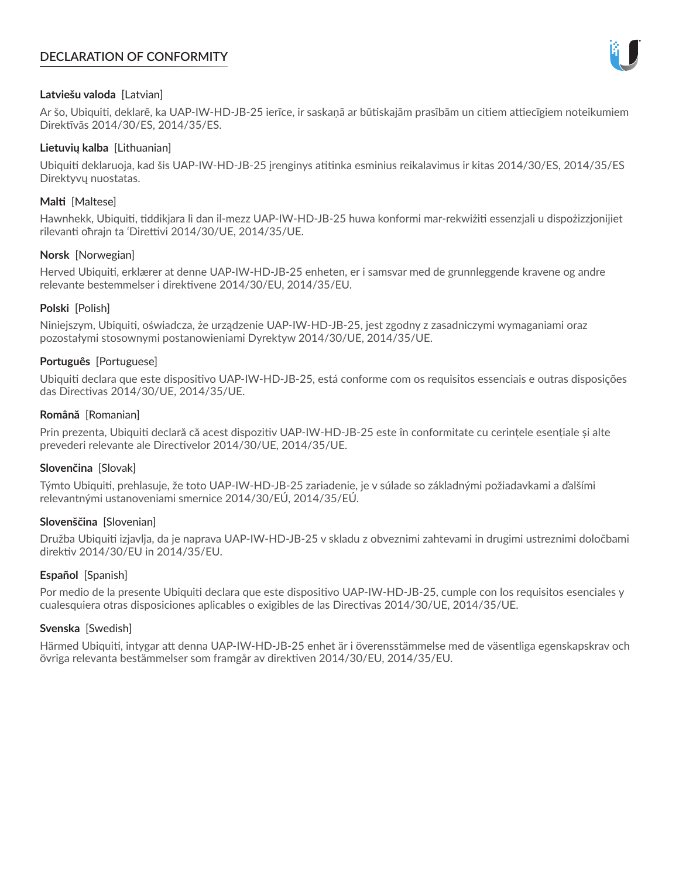# DECLARATION OF CONFORMITY

**Latviešu valoda** [Latvian]

Ar šo, Ubiquiti, deklarē, ka UAP-IW-HD-JB-25 ierīce, ir saskaņā ar būtiskajām prasībām un citiem attiecīgiem noteikumiem Direktīvās 2014/30/ES, 2014/35/ES.

**Lietuvių kalba** [Lithuanian]

Ubiquiti deklaruoja, kad šis UAP-IW-HD-JB-25 įrenginys atitinka esminius reikalavimus ir kitas 2014/30/ES, 2014/35/ES Direktyvų nuostatas.

**Malti** [Maltese]

Hawnhekk, Ubiquiti, tiddikjara li dan il-mezz UAP-IW-HD-JB-25 huwa konformi mar-rekwiżiti essenzjali u dispożizzjonijiet rilevanti oħrajn ta 'Direttivi 2014/30/UE, 2014/35/UE.

**Norsk** [Norwegian]

Herved Ubiquiti, erklærer at denne UAP-IW-HD-JB-25 enheten, er i samsvar med de grunnleggende kravene og andre relevante bestemmelser i direktivene 2014/30/EU, 2014/35/EU.

**Polski** [Polish]

Niniejszym, Ubiquiti, oświadcza, że urządzenie UAP-IW-HD-JB-25, jest zgodny z zasadniczymi wymaganiami oraz pozostałymi stosownymi postanowieniami Dyrektyw 2014/30/UE, 2014/35/UE.

**Português** [Portuguese]

Ubiquiti declara que este dispositivo UAP-IW-HD-JB-25, está conforme com os requisitos essenciais e outras disposições das Directivas 2014/30/UE, 2014/35/UE.

**Română** [Romanian]

Prin prezenta, Ubiquiti declară că acest dispozitiv UAP-IW-HD-JB-25 este în conformitate cu cerințele esențiale și alte prevederi relevante ale Directivelor 2014/30/UE, 2014/35/UE.

**Slovenčina** [Slovak]

Týmto Ubiquiti, prehlasuje, že toto UAP-IW-HD-JB-25 zariadenie, je v súlade so základnými požiadavkami a ďalšími relevantnými ustanoveniami smernice 2014/30/EÚ, 2014/35/EÚ.

**Slovenščina** [Slovenian]

Družba Ubiquiti izjavlja, da je naprava UAP-IW-HD-JB-25 v skladu z obveznimi zahtevami in drugimi ustreznimi določbami direktiv 2014/30/EU in 2014/35/EU.

**Español** [Spanish]

Por medio de la presente Ubiquiti declara que este dispositivo UAP-IW-HD-JB-25, cumple con los requisitos esenciales y cualesquiera otras disposiciones aplicables o exigibles de las Directivas 2014/30/UE, 2014/35/UE.

**Svenska** [Swedish]

Härmed Ubiquiti, intygar att denna UAP-IW-HD-JB-25 enhet är i överensstämmelse med de väsentliga egenskapskrav och övriga relevanta bestämmelser som framgår av direktiven 2014/30/EU, 2014/35/EU.